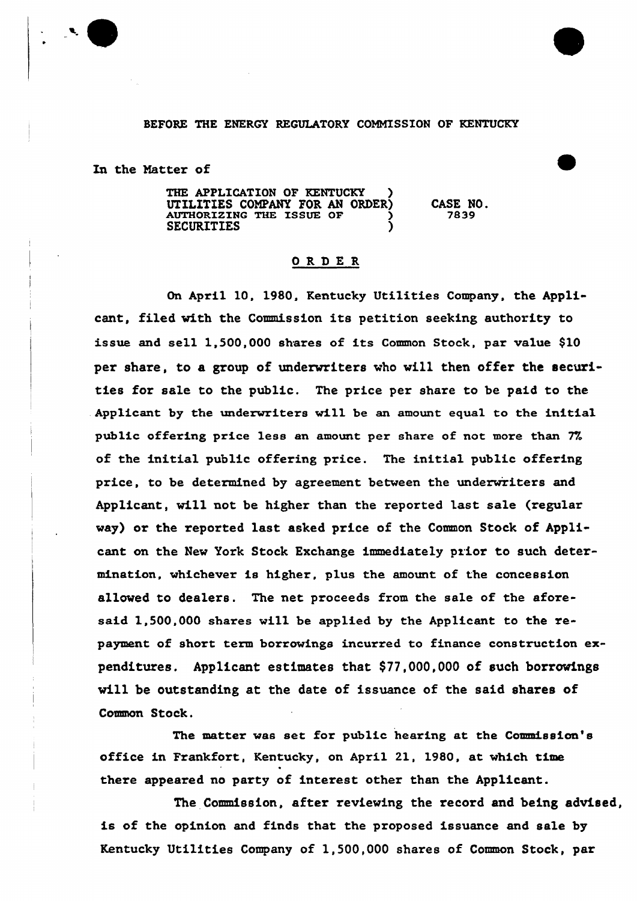BEFORE THE ENERGY REGULATORY COMMISSION OF KENTUCKY

In the Matter of

| | | |
|---|---|---|
| THE APPLICATION OF KENTUCKY UTILITIES COMPANY FOR AN ORDER AUTHORIZING THE ISSUE OF SECURITIES | ) ) ) ) | CASE NO. 7839 |

## O R D E R

On April 10, 1980, Kentucky Utilities Company, the Applicant, filed with the Commission its petition seeking authority to issue and sell 1,500,000 shares of its Common Stock, par value $10 per share, to a group of underwriters who will then offer the securities for sale to the public. The price per share to be paid to the Applicant by the underwriters will be an amount equal to the initial public offering price less an amount per share of not more than 7% of the initial public offering price. The initial public offering price, to be determined by agreement between the underwriters and Applicant, will not be higher than the reported last sale (regular way) or the reported last asked price of the Common Stock of Applicant on the New York Stock Exchange immediately prior to such determination, whichever is higher, plus the amount of the concession allowed to dealers. The net proceeds from the sale of the aforesaid 1,500,000 shares will be applied by the Applicant to the repayment of short term borrowings incurred to finance construction expenditures. Applicant estimates that $77,000,000 of such borrowings will be outstanding at the date of issuance of the said shares of Common Stock.

The matter was set for public hearing at the Commission's office in Frankfort, Kentucky, on April 21, 1980, at which time there appeared no party of interest other than the Applicant.

The Commission, after reviewing the record and being advised, is of the opinion and finds that the proposed issuance and sale by Kentucky Utilities Company of 1,500,000 shares of Common Stock, par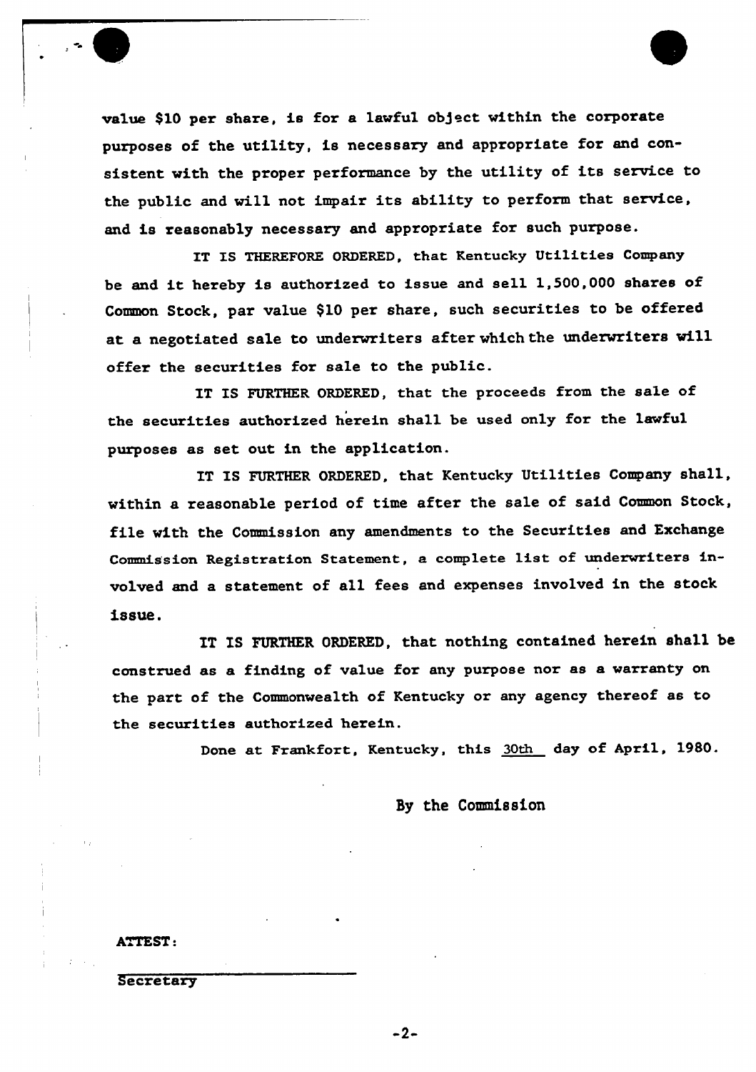value $10 per share, is for a lawful object within the corporate purposes of the utility, is necessary and appropriate for and consistent with the proper performance by the utility of its service to the public and will not impair its ability to perform that service, and is reasonably necessary and appropriate for such purpose.

IT IS THEREFORE ORDERED, that Kentucky Utilities Company be and it hereby is authorized to issue and sell 1,500,000 shares of Common Stock, par value $10 per share, such securities to be offered at a negotiated sale to underwriters after which the underwriters will offer the securities for sale to the public.

IT IS FURTHER ORDERED, that the proceeds from the sale of the securities authorized herein shall be used only for the lawful purposes as set out in the application.

IT IS FURTHER ORDERED, that Kentucky Utilities Company shall, within a reasonable period of time after the sale of said Common Stock, file with the Commission any amendments to the Securities and Exchange Commission Registration Statement, a complete list of underwriters involved and a statement of all fees and expenses involved in the stock issue.

IT IS FURTHER ORDERED, that nothing contained herein shall be construed as a finding of value for any purpose nor as a warranty on the part of the Commonwealth of Kentucky or any agency thereof as to the securities authorized herein.

Done at Frankfort, Kentucky, this 30th day of April, 1980.

By the Commission

ATTEST:

Secretary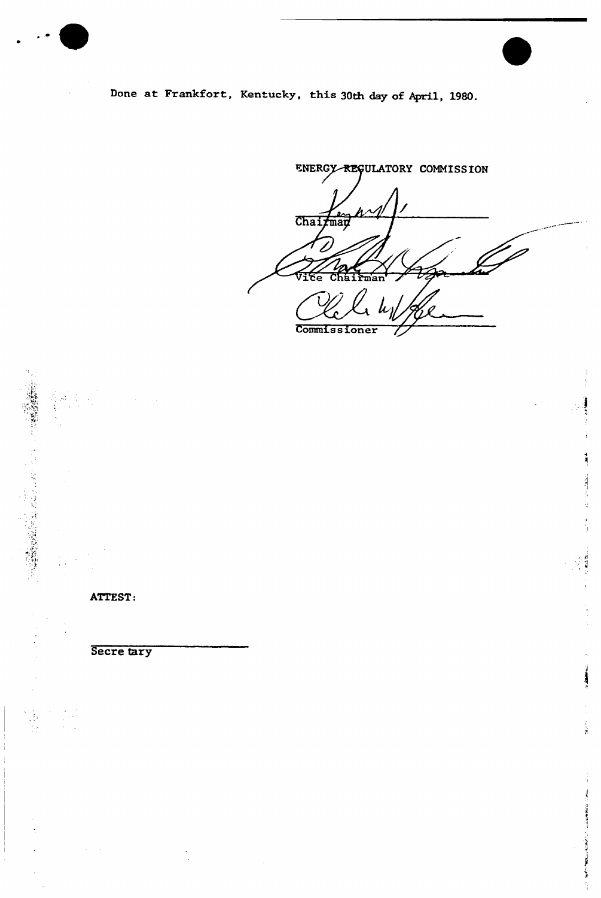Done at Frankfort, Kentucky, this 30th day of April, 1980.

ENERGY REGULATORY COMMISSION

Chairman

Vice Chairman

Commissioner

ATTEST:

Secretary